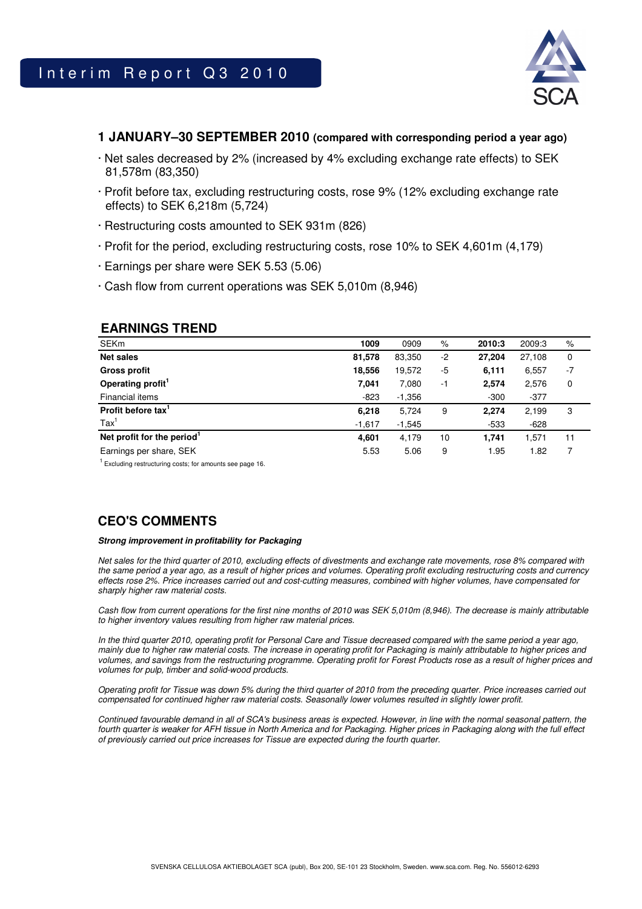# Interim Report Q3 2010

SCA

## 1 JANUARY–30 SEPTEMBER 2010 (compared with corresponding period a year ago)

- Net sales decreased by 2% (increased by 4% excluding exchange rate effects) to SEK 81,578m (83,350)
- Profit before tax, excluding restructuring costs, rose 9% (12% excluding exchange rate effects) to SEK 6,218m (5,724)
- Restructuring costs amounted to SEK 931m (826)
- Profit for the period, excluding restructuring costs, rose 10% to SEK 4,601m (4,179)
- Earnings per share were SEK 5.53 (5.06)
- Cash flow from current operations was SEK 5,010m (8,946)

## EARNINGS TREND

| SEKm | 1009 | 0909 | % | 2010:3 | 2009:3 | % |
|---|---|---|---|---|---|---|
| **Net sales** | **81,578** | 83,350 | -2 | **27,204** | 27,108 | 0 |
| **Gross profit** | **18,556** | 19,572 | -5 | **6,111** | 6,557 | -7 |
| **Operating profit**[1] | **7,041** | 7,080 | -1 | **2,574** | 2,576 | 0 |
| Financial items | -823 | -1,356 | | -300 | -377 | |
| **Profit before tax**[1] | **6,218** | 5,724 | 9 | **2,274** | 2,199 | 3 |
| Tax[1] | -1,617 | -1,545 | | -533 | -628 | |
| **Net profit for the period**[1] | **4,601** | 4,179 | 10 | **1,741** | 1,571 | 11 |
| Earnings per share, SEK | 5.53 | 5.06 | 9 | 1.95 | 1.82 | 7 |

[1] Excluding restructuring costs; for amounts see page 16.

## CEO'S COMMENTS

***Strong improvement in profitability for Packaging***

*Net sales for the third quarter of 2010, excluding effects of divestments and exchange rate movements, rose 8% compared with the same period a year ago, as a result of higher prices and volumes. Operating profit excluding restructuring costs and currency effects rose 2%. Price increases carried out and cost-cutting measures, combined with higher volumes, have compensated for sharply higher raw material costs.*

*Cash flow from current operations for the first nine months of 2010 was SEK 5,010m (8,946). The decrease is mainly attributable to higher inventory values resulting from higher raw material prices.*

*In the third quarter 2010, operating profit for Personal Care and Tissue decreased compared with the same period a year ago, mainly due to higher raw material costs. The increase in operating profit for Packaging is mainly attributable to higher prices and volumes, and savings from the restructuring programme. Operating profit for Forest Products rose as a result of higher prices and volumes for pulp, timber and solid-wood products.*

*Operating profit for Tissue was down 5% during the third quarter of 2010 from the preceding quarter. Price increases carried out compensated for continued higher raw material costs. Seasonally lower volumes resulted in slightly lower profit.*

*Continued favourable demand in all of SCA's business areas is expected. However, in line with the normal seasonal pattern, the fourth quarter is weaker for AFH tissue in North America and for Packaging. Higher prices in Packaging along with the full effect of previously carried out price increases for Tissue are expected during the fourth quarter.*

SVENSKA CELLULOSA AKTIEBOLAGET SCA (publ), Box 200, SE-101 23 Stockholm, Sweden. www.sca.com. Reg. No. 556012-6293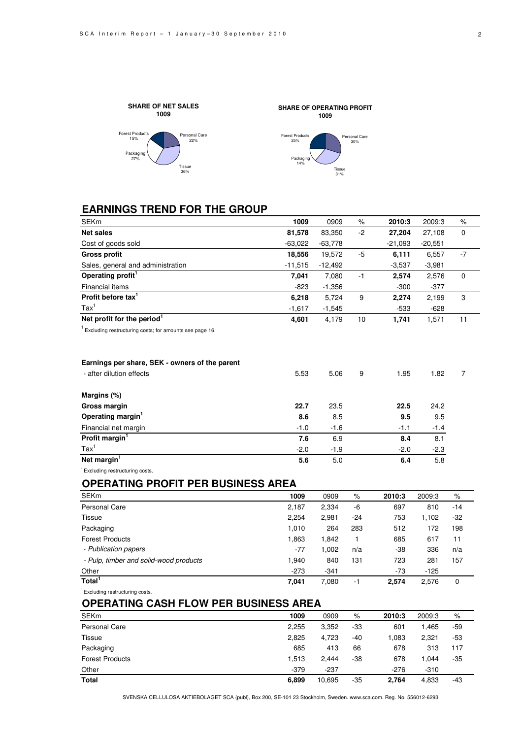**SHARE OF NET SALES**
**1009**

Forest Products 15%, Personal Care 22%, Packaging 27%, Tissue 36%

**SHARE OF OPERATING PROFIT**
**1009**

Forest Products 25%, Personal Care 30%, Packaging 14%, Tissue 31%

## EARNINGS TREND FOR THE GROUP

| SEKm | 1009 | 0909 | % | 2010:3 | 2009:3 | % |
|---|---|---|---|---|---|---|
| **Net sales** | **81,578** | 83,350 | -2 | **27,204** | 27,108 | 0 |
| Cost of goods sold | -63,022 | -63,778 | | -21,093 | -20,551 | |
| **Gross profit** | **18,556** | 19,572 | -5 | **6,111** | 6,557 | -7 |
| Sales, general and administration | -11,515 | -12,492 | | -3,537 | -3,981 | |
| **Operating profit[1]** | **7,041** | 7,080 | -1 | **2,574** | 2,576 | 0 |
| Financial items | -823 | -1,356 | | -300 | -377 | |
| **Profit before tax[1]** | **6,218** | 5,724 | 9 | **2,274** | 2,199 | 3 |
| Tax[1] | -1,617 | -1,545 | | -533 | -628 | |
| **Net profit for the period[1]** | **4,601** | 4,179 | 10 | **1,741** | 1,571 | 11 |

[1] Excluding restructuring costs; for amounts see page 16.

| | 1009 | 0909 | % | 2010:3 | 2009:3 | % |
|---|---|---|---|---|---|---|
| **Earnings per share, SEK - owners of the parent** | | | | | | |
| - after dilution effects | 5.53 | 5.06 | 9 | 1.95 | 1.82 | 7 |
| | | | | | | |
| **Margins (%)** | | | | | | |
| **Gross margin** | **22.7** | 23.5 | | **22.5** | 24.2 | |
| **Operating margin[1]** | **8.6** | 8.5 | | **9.5** | 9.5 | |
| Financial net margin | -1.0 | -1.6 | | -1.1 | -1.4 | |
| **Profit margin[1]** | **7.6** | 6.9 | | **8.4** | 8.1 | |
| Tax[1] | -2.0 | -1.9 | | -2.0 | -2.3 | |
| **Net margin[1]** | **5.6** | 5.0 | | **6.4** | 5.8 | |

[1] Excluding restructuring costs.

## OPERATING PROFIT PER BUSINESS AREA

| SEKm | 1009 | 0909 | % | 2010:3 | 2009:3 | % |
|---|---|---|---|---|---|---|
| Personal Care | 2,187 | 2,334 | -6 | 697 | 810 | -14 |
| Tissue | 2,254 | 2,981 | -24 | 753 | 1,102 | -32 |
| Packaging | 1,010 | 264 | 283 | 512 | 172 | 198 |
| Forest Products | 1,863 | 1,842 | 1 | 685 | 617 | 11 |
| *- Publication papers* | -77 | 1,002 | n/a | -38 | 336 | n/a |
| *- Pulp, timber and solid-wood products* | 1,940 | 840 | 131 | 723 | 281 | 157 |
| Other | -273 | -341 | | -73 | -125 | |
| **Total[1]** | **7,041** | 7,080 | -1 | **2,574** | 2,576 | 0 |

[1] Excluding restructuring costs.

## OPERATING CASH FLOW PER BUSINESS AREA

| SEKm | 1009 | 0909 | % | 2010:3 | 2009:3 | % |
|---|---|---|---|---|---|---|
| Personal Care | 2,255 | 3,352 | -33 | 601 | 1,465 | -59 |
| Tissue | 2,825 | 4,723 | -40 | 1,083 | 2,321 | -53 |
| Packaging | 685 | 413 | 66 | 678 | 313 | 117 |
| Forest Products | 1,513 | 2,444 | -38 | 678 | 1,044 | -35 |
| Other | -379 | -237 | | -276 | -310 | |
| **Total** | **6,899** | 10,695 | -35 | **2,764** | 4,833 | -43 |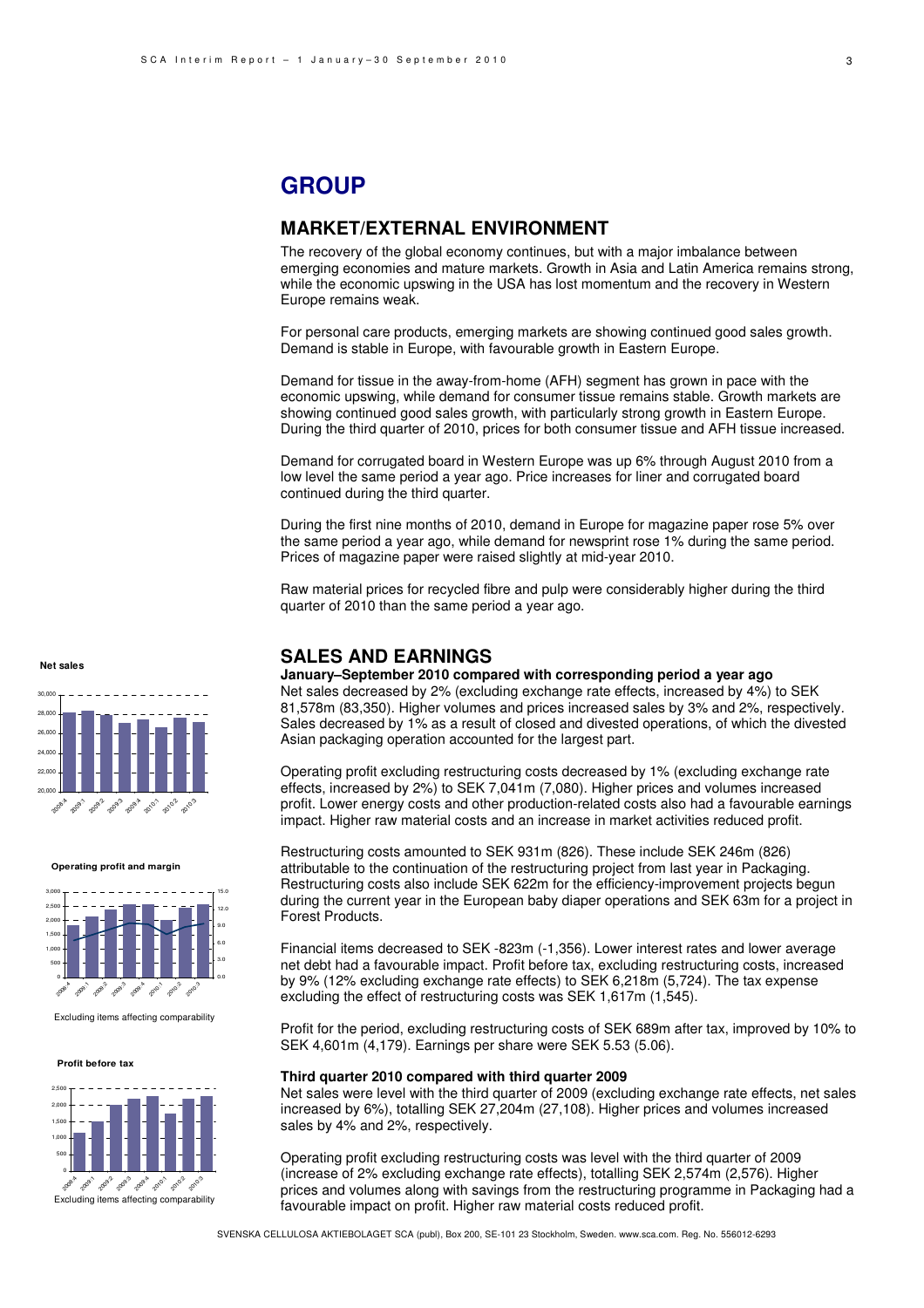# GROUP

## MARKET/EXTERNAL ENVIRONMENT

The recovery of the global economy continues, but with a major imbalance between emerging economies and mature markets. Growth in Asia and Latin America remains strong, while the economic upswing in the USA has lost momentum and the recovery in Western Europe remains weak.

For personal care products, emerging markets are showing continued good sales growth. Demand is stable in Europe, with favourable growth in Eastern Europe.

Demand for tissue in the away-from-home (AFH) segment has grown in pace with the economic upswing, while demand for consumer tissue remains stable. Growth markets are showing continued good sales growth, with particularly strong growth in Eastern Europe. During the third quarter of 2010, prices for both consumer tissue and AFH tissue increased.

Demand for corrugated board in Western Europe was up 6% through August 2010 from a low level the same period a year ago. Price increases for liner and corrugated board continued during the third quarter.

During the first nine months of 2010, demand in Europe for magazine paper rose 5% over the same period a year ago, while demand for newsprint rose 1% during the same period. Prices of magazine paper were raised slightly at mid-year 2010.

Raw material prices for recycled fibre and pulp were considerably higher during the third quarter of 2010 than the same period a year ago.

## SALES AND EARNINGS

**January–September 2010 compared with corresponding period a year ago**

Net sales decreased by 2% (excluding exchange rate effects, increased by 4%) to SEK 81,578m (83,350). Higher volumes and prices increased sales by 3% and 2%, respectively. Sales decreased by 1% as a result of closed and divested operations, of which the divested Asian packaging operation accounted for the largest part.

Operating profit excluding restructuring costs decreased by 1% (excluding exchange rate effects, increased by 2%) to SEK 7,041m (7,080). Higher prices and volumes increased profit. Lower energy costs and other production-related costs also had a favourable earnings impact. Higher raw material costs and an increase in market activities reduced profit.

Restructuring costs amounted to SEK 931m (826). These include SEK 246m (826) attributable to the continuation of the restructuring project from last year in Packaging. Restructuring costs also include SEK 622m for the efficiency-improvement projects begun during the current year in the European baby diaper operations and SEK 63m for a project in Forest Products.

Financial items decreased to SEK -823m (-1,356). Lower interest rates and lower average net debt had a favourable impact. Profit before tax, excluding restructuring costs, increased by 9% (12% excluding exchange rate effects) to SEK 6,218m (5,724). The tax expense excluding the effect of restructuring costs was SEK 1,617m (1,545).

Profit for the period, excluding restructuring costs of SEK 689m after tax, improved by 10% to SEK 4,601m (4,179). Earnings per share were SEK 5.53 (5.06).

**Third quarter 2010 compared with third quarter 2009**

Net sales were level with the third quarter of 2009 (excluding exchange rate effects, net sales increased by 6%), totalling SEK 27,204m (27,108). Higher prices and volumes increased sales by 4% and 2%, respectively.

Operating profit excluding restructuring costs was level with the third quarter of 2009 (increase of 2% excluding exchange rate effects), totalling SEK 2,574m (2,576). Higher prices and volumes along with savings from the restructuring programme in Packaging had a favourable impact on profit. Higher raw material costs reduced profit.

**Net sales**

**Operating profit and margin**

Excluding items affecting comparability

**Profit before tax**

Excluding items affecting comparability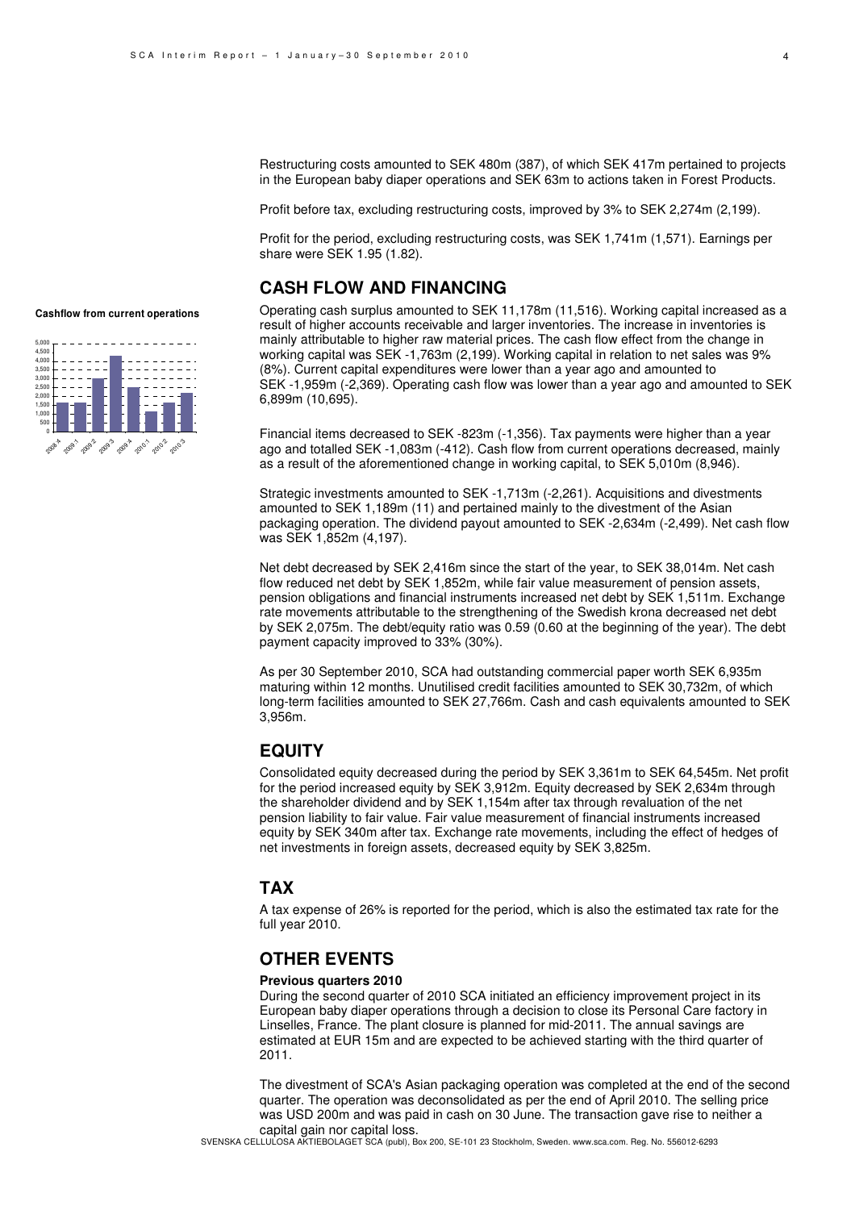Restructuring costs amounted to SEK 480m (387), of which SEK 417m pertained to projects in the European baby diaper operations and SEK 63m to actions taken in Forest Products.

Profit before tax, excluding restructuring costs, improved by 3% to SEK 2,274m (2,199).

Profit for the period, excluding restructuring costs, was SEK 1,741m (1,571). Earnings per share were SEK 1.95 (1.82).

## CASH FLOW AND FINANCING

**Cashflow from current operations**

Operating cash surplus amounted to SEK 11,178m (11,516). Working capital increased as a result of higher accounts receivable and larger inventories. The increase in inventories is mainly attributable to higher raw material prices. The cash flow effect from the change in working capital was SEK -1,763m (2,199). Working capital in relation to net sales was 9% (8%). Current capital expenditures were lower than a year ago and amounted to SEK -1,959m (-2,369). Operating cash flow was lower than a year ago and amounted to SEK 6,899m (10,695).

Financial items decreased to SEK -823m (-1,356). Tax payments were higher than a year ago and totalled SEK -1,083m (-412). Cash flow from current operations decreased, mainly as a result of the aforementioned change in working capital, to SEK 5,010m (8,946).

Strategic investments amounted to SEK -1,713m (-2,261). Acquisitions and divestments amounted to SEK 1,189m (11) and pertained mainly to the divestment of the Asian packaging operation. The dividend payout amounted to SEK -2,634m (-2,499). Net cash flow was SEK 1,852m (4,197).

Net debt decreased by SEK 2,416m since the start of the year, to SEK 38,014m. Net cash flow reduced net debt by SEK 1,852m, while fair value measurement of pension assets, pension obligations and financial instruments increased net debt by SEK 1,511m. Exchange rate movements attributable to the strengthening of the Swedish krona decreased net debt by SEK 2,075m. The debt/equity ratio was 0.59 (0.60 at the beginning of the year). The debt payment capacity improved to 33% (30%).

As per 30 September 2010, SCA had outstanding commercial paper worth SEK 6,935m maturing within 12 months. Unutilised credit facilities amounted to SEK 30,732m, of which long-term facilities amounted to SEK 27,766m. Cash and cash equivalents amounted to SEK 3,956m.

## EQUITY

Consolidated equity decreased during the period by SEK 3,361m to SEK 64,545m. Net profit for the period increased equity by SEK 3,912m. Equity decreased by SEK 2,634m through the shareholder dividend and by SEK 1,154m after tax through revaluation of the net pension liability to fair value. Fair value measurement of financial instruments increased equity by SEK 340m after tax. Exchange rate movements, including the effect of hedges of net investments in foreign assets, decreased equity by SEK 3,825m.

## TAX

A tax expense of 26% is reported for the period, which is also the estimated tax rate for the full year 2010.

## OTHER EVENTS

**Previous quarters 2010**

During the second quarter of 2010 SCA initiated an efficiency improvement project in its European baby diaper operations through a decision to close its Personal Care factory in Linselles, France. The plant closure is planned for mid-2011. The annual savings are estimated at EUR 15m and are expected to be achieved starting with the third quarter of 2011.

The divestment of SCA's Asian packaging operation was completed at the end of the second quarter. The operation was deconsolidated as per the end of April 2010. The selling price was USD 200m and was paid in cash on 30 June. The transaction gave rise to neither a capital gain nor capital loss.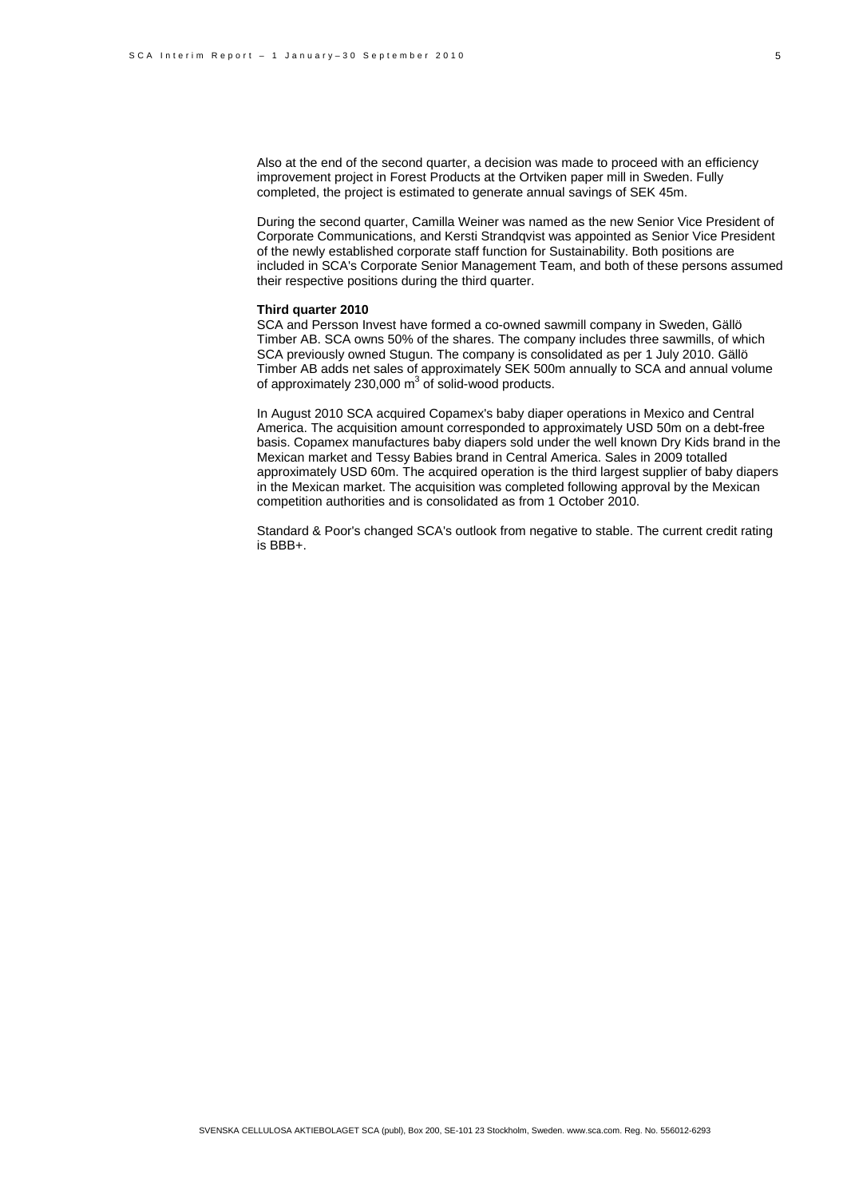Also at the end of the second quarter, a decision was made to proceed with an efficiency improvement project in Forest Products at the Ortviken paper mill in Sweden. Fully completed, the project is estimated to generate annual savings of SEK 45m.

During the second quarter, Camilla Weiner was named as the new Senior Vice President of Corporate Communications, and Kersti Strandqvist was appointed as Senior Vice President of the newly established corporate staff function for Sustainability. Both positions are included in SCA's Corporate Senior Management Team, and both of these persons assumed their respective positions during the third quarter.

**Third quarter 2010**

SCA and Persson Invest have formed a co-owned sawmill company in Sweden, Gällö Timber AB. SCA owns 50% of the shares. The company includes three sawmills, of which SCA previously owned Stugun. The company is consolidated as per 1 July 2010. Gällö Timber AB adds net sales of approximately SEK 500m annually to SCA and annual volume of approximately 230,000 $m^3$ of solid-wood products.

In August 2010 SCA acquired Copamex's baby diaper operations in Mexico and Central America. The acquisition amount corresponded to approximately USD 50m on a debt-free basis. Copamex manufactures baby diapers sold under the well known Dry Kids brand in the Mexican market and Tessy Babies brand in Central America. Sales in 2009 totalled approximately USD 60m. The acquired operation is the third largest supplier of baby diapers in the Mexican market. The acquisition was completed following approval by the Mexican competition authorities and is consolidated as from 1 October 2010.

Standard & Poor's changed SCA's outlook from negative to stable. The current credit rating is BBB+.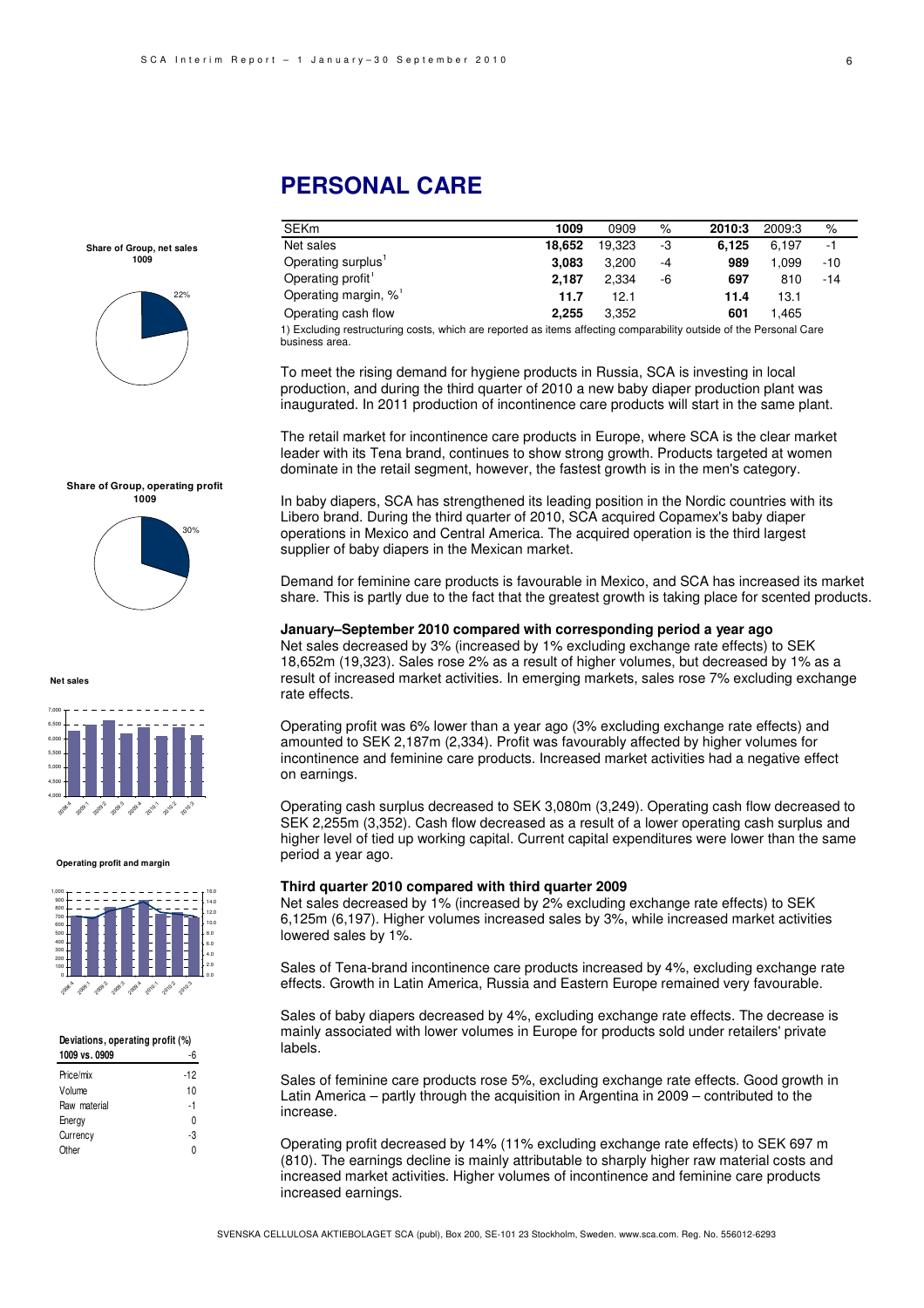# PERSONAL CARE

| SEKm | 1009 | 0909 | % | 2010:3 | 2009:3 | % |
|---|---|---|---|---|---|---|
| Net sales | **18,652** | 19,323 | -3 | **6,125** | 6,197 | -1 |
| Operating surplus[1] | **3,083** | 3,200 | -4 | **989** | 1,099 | -10 |
| Operating profit[1] | **2,187** | 2,334 | -6 | **697** | 810 | -14 |
| Operating margin, %[1] | **11.7** | 12.1 | | **11.4** | 13.1 | |
| Operating cash flow | **2,255** | 3,352 | | **601** | 1,465 | |

1) Excluding restructuring costs, which are reported as items affecting comparability outside of the Personal Care business area.

**Share of Group, net sales 1009**

22%

**Share of Group, operating profit 1009**

30%

**Net sales**

**Operating profit and margin**

| Deviations, operating profit (%) | |
|---|---|
| **1009 vs. 0909** | -6 |
| Price/mix | -12 |
| Volume | 10 |
| Raw material | -1 |
| Energy | 0 |
| Currency | -3 |
| Other | 0 |

To meet the rising demand for hygiene products in Russia, SCA is investing in local production, and during the third quarter of 2010 a new baby diaper production plant was inaugurated. In 2011 production of incontinence care products will start in the same plant.

The retail market for incontinence care products in Europe, where SCA is the clear market leader with its Tena brand, continues to show strong growth. Products targeted at women dominate in the retail segment, however, the fastest growth is in the men's category.

In baby diapers, SCA has strengthened its leading position in the Nordic countries with its Libero brand. During the third quarter of 2010, SCA acquired Copamex's baby diaper operations in Mexico and Central America. The acquired operation is the third largest supplier of baby diapers in the Mexican market.

Demand for feminine care products is favourable in Mexico, and SCA has increased its market share. This is partly due to the fact that the greatest growth is taking place for scented products.

**January–September 2010 compared with corresponding period a year ago**

Net sales decreased by 3% (increased by 1% excluding exchange rate effects) to SEK 18,652m (19,323). Sales rose 2% as a result of higher volumes, but decreased by 1% as a result of increased market activities. In emerging markets, sales rose 7% excluding exchange rate effects.

Operating profit was 6% lower than a year ago (3% excluding exchange rate effects) and amounted to SEK 2,187m (2,334). Profit was favourably affected by higher volumes for incontinence and feminine care products. Increased market activities had a negative effect on earnings.

Operating cash surplus decreased to SEK 3,080m (3,249). Operating cash flow decreased to SEK 2,255m (3,352). Cash flow decreased as a result of a lower operating cash surplus and higher level of tied up working capital. Current capital expenditures were lower than the same period a year ago.

**Third quarter 2010 compared with third quarter 2009**

Net sales decreased by 1% (increased by 2% excluding exchange rate effects) to SEK 6,125m (6,197). Higher volumes increased sales by 3%, while increased market activities lowered sales by 1%.

Sales of Tena-brand incontinence care products increased by 4%, excluding exchange rate effects. Growth in Latin America, Russia and Eastern Europe remained very favourable.

Sales of baby diapers decreased by 4%, excluding exchange rate effects. The decrease is mainly associated with lower volumes in Europe for products sold under retailers' private labels.

Sales of feminine care products rose 5%, excluding exchange rate effects. Good growth in Latin America – partly through the acquisition in Argentina in 2009 – contributed to the increase.

Operating profit decreased by 14% (11% excluding exchange rate effects) to SEK 697 m (810). The earnings decline is mainly attributable to sharply higher raw material costs and increased market activities. Higher volumes of incontinence and feminine care products increased earnings.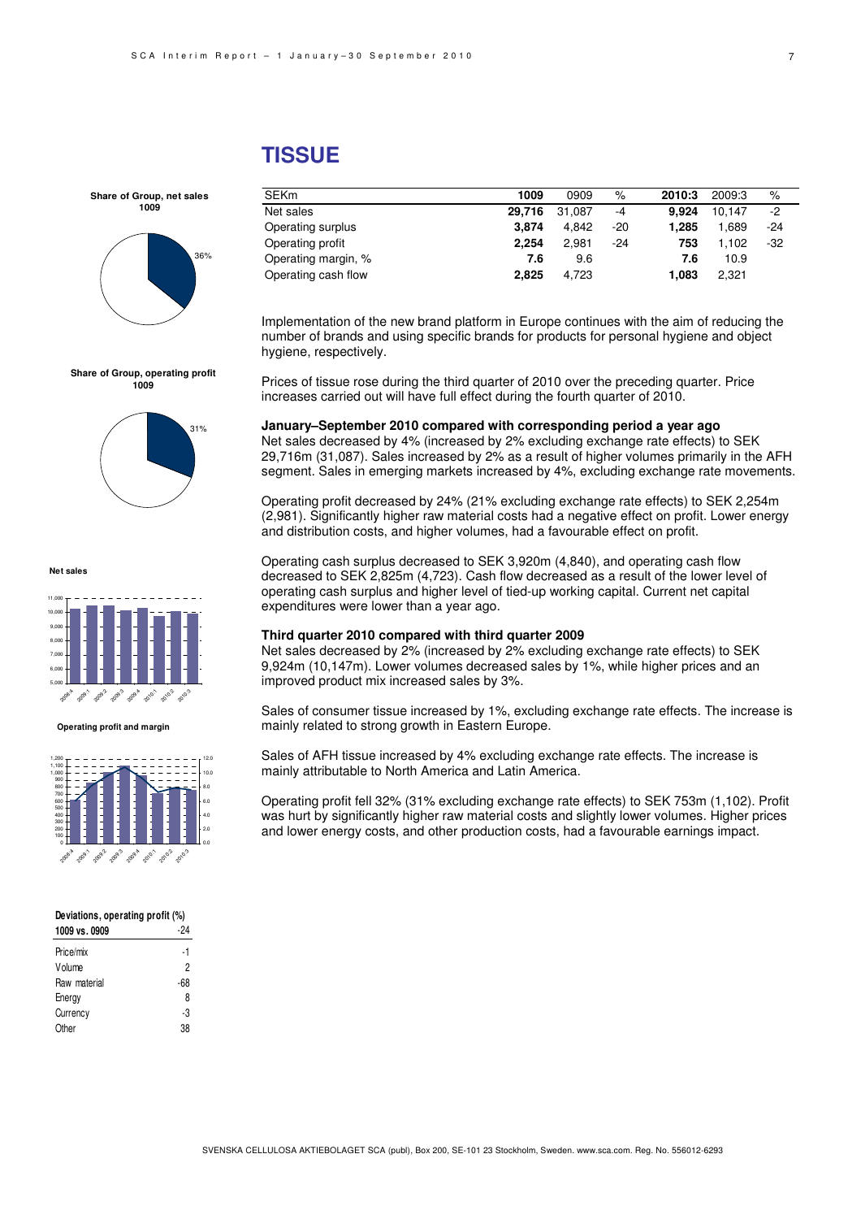# TISSUE

| SEKm | 1009 | 0909 | % | 2010:3 | 2009:3 | % |
|---|---|---|---|---|---|---|
| Net sales | **29,716** | 31,087 | -4 | **9,924** | 10,147 | -2 |
| Operating surplus | **3,874** | 4,842 | -20 | **1,285** | 1,689 | -24 |
| Operating profit | **2,254** | 2,981 | -24 | **753** | 1,102 | -32 |
| Operating margin, % | **7.6** | 9.6 | | **7.6** | 10.9 | |
| Operating cash flow | **2,825** | 4,723 | | **1,083** | 2,321 | |

**Share of Group, net sales 1009**

36%

**Share of Group, operating profit 1009**

31%

**Net sales**

**Operating profit and margin**

Implementation of the new brand platform in Europe continues with the aim of reducing the number of brands and using specific brands for products for personal hygiene and object hygiene, respectively.

Prices of tissue rose during the third quarter of 2010 over the preceding quarter. Price increases carried out will have full effect during the fourth quarter of 2010.

**January–September 2010 compared with corresponding period a year ago**

Net sales decreased by 4% (increased by 2% excluding exchange rate effects) to SEK 29,716m (31,087). Sales increased by 2% as a result of higher volumes primarily in the AFH segment. Sales in emerging markets increased by 4%, excluding exchange rate movements.

Operating profit decreased by 24% (21% excluding exchange rate effects) to SEK 2,254m (2,981). Significantly higher raw material costs had a negative effect on profit. Lower energy and distribution costs, and higher volumes, had a favourable effect on profit.

Operating cash surplus decreased to SEK 3,920m (4,840), and operating cash flow decreased to SEK 2,825m (4,723). Cash flow decreased as a result of the lower level of operating cash surplus and higher level of tied-up working capital. Current net capital expenditures were lower than a year ago.

**Third quarter 2010 compared with third quarter 2009**

Net sales decreased by 2% (increased by 2% excluding exchange rate effects) to SEK 9,924m (10,147m). Lower volumes decreased sales by 1%, while higher prices and an improved product mix increased sales by 3%.

Sales of consumer tissue increased by 1%, excluding exchange rate effects. The increase is mainly related to strong growth in Eastern Europe.

Sales of AFH tissue increased by 4% excluding exchange rate effects. The increase is mainly attributable to North America and Latin America.

Operating profit fell 32% (31% excluding exchange rate effects) to SEK 753m (1,102). Profit was hurt by significantly higher raw material costs and slightly lower volumes. Higher prices and lower energy costs, and other production costs, had a favourable earnings impact.

| Deviations, operating profit (%) | |
|---|---|
| **1009 vs. 0909** | -24 |
| Price/mix | -1 |
| Volume | 2 |
| Raw material | -68 |
| Energy | 8 |
| Currency | -3 |
| Other | 38 |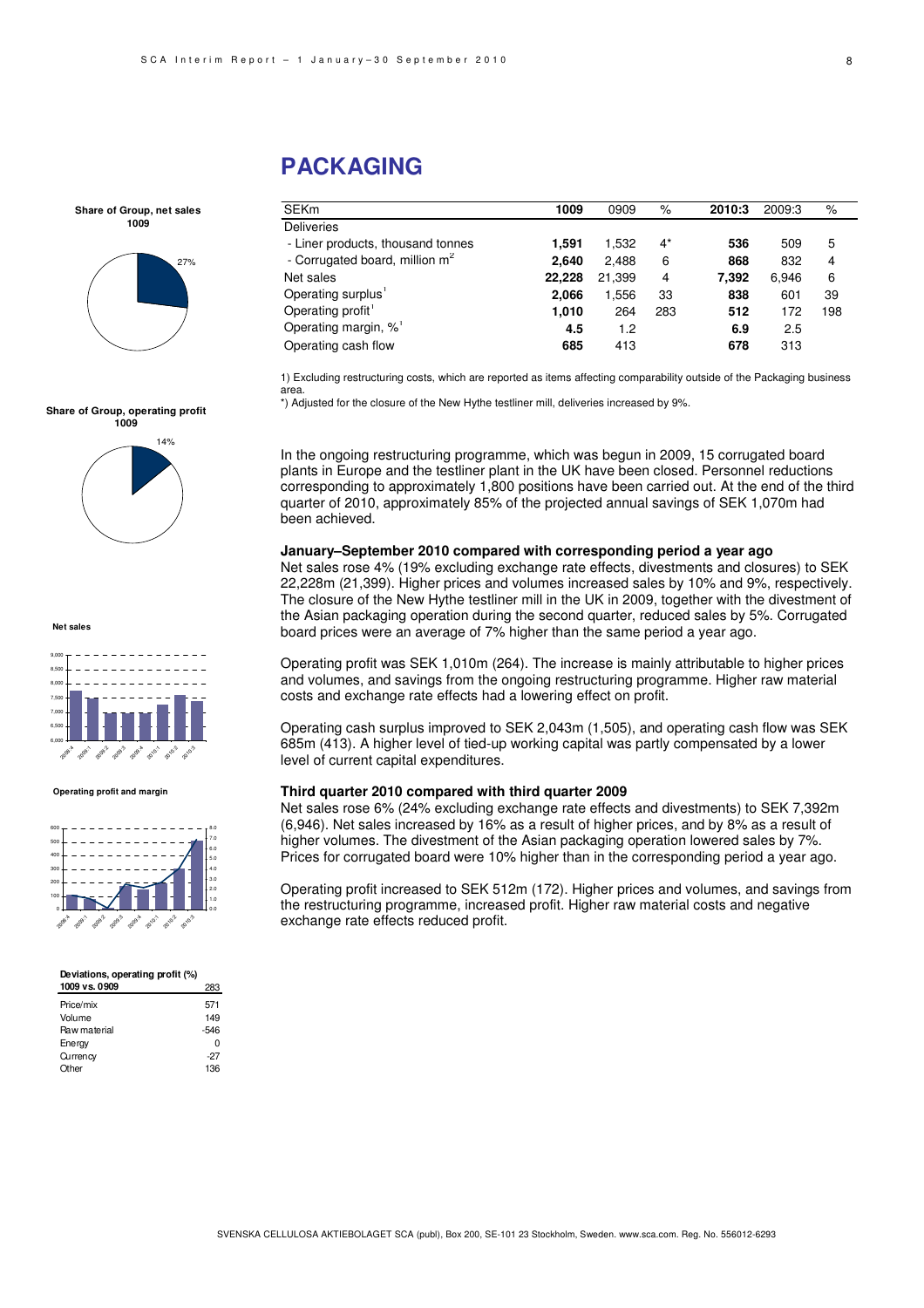# PACKAGING

| SEKm | 1009 | 0909 | % | 2010:3 | 2009:3 | % |
|---|---|---|---|---|---|---|
| Deliveries | | | | | | |
| - Liner products, thousand tonnes | **1,591** | 1,532 | 4* | **536** | 509 | 5 |
| - Corrugated board, million $m^2$ | **2,640** | 2,488 | 6 | **868** | 832 | 4 |
| Net sales | **22,228** | 21,399 | 4 | **7,392** | 6,946 | 6 |
| Operating surplus[1] | **2,066** | 1,556 | 33 | **838** | 601 | 39 |
| Operating profit[1] | **1,010** | 264 | 283 | **512** | 172 | 198 |
| Operating margin, %[1] | **4.5** | 1.2 | | **6.9** | 2.5 | |
| Operating cash flow | **685** | 413 | | **678** | 313 | |

1) Excluding restructuring costs, which are reported as items affecting comparability outside of the Packaging business area.

*) Adjusted for the closure of the New Hythe testliner mill, deliveries increased by 9%.

**Share of Group, net sales 1009**

27%

**Share of Group, operating profit 1009**

14%

**Net sales**

**Operating profit and margin**

**Deviations, operating profit (%)**

| 1009 vs. 0909 | 283 |
|---|---|
| Price/mix | 571 |
| Volume | 149 |
| Raw material | -546 |
| Energy | 0 |
| Currency | -27 |
| Other | 136 |

In the ongoing restructuring programme, which was begun in 2009, 15 corrugated board plants in Europe and the testliner plant in the UK have been closed. Personnel reductions corresponding to approximately 1,800 positions have been carried out. At the end of the third quarter of 2010, approximately 85% of the projected annual savings of SEK 1,070m had been achieved.

### January–September 2010 compared with corresponding period a year ago

Net sales rose 4% (19% excluding exchange rate effects, divestments and closures) to SEK 22,228m (21,399). Higher prices and volumes increased sales by 10% and 9%, respectively. The closure of the New Hythe testliner mill in the UK in 2009, together with the divestment of the Asian packaging operation during the second quarter, reduced sales by 5%. Corrugated board prices were an average of 7% higher than the same period a year ago.

Operating profit was SEK 1,010m (264). The increase is mainly attributable to higher prices and volumes, and savings from the ongoing restructuring programme. Higher raw material costs and exchange rate effects had a lowering effect on profit.

Operating cash surplus improved to SEK 2,043m (1,505), and operating cash flow was SEK 685m (413). A higher level of tied-up working capital was partly compensated by a lower level of current capital expenditures.

### Third quarter 2010 compared with third quarter 2009

Net sales rose 6% (24% excluding exchange rate effects and divestments) to SEK 7,392m (6,946). Net sales increased by 16% as a result of higher prices, and by 8% as a result of higher volumes. The divestment of the Asian packaging operation lowered sales by 7%. Prices for corrugated board were 10% higher than in the corresponding period a year ago.

Operating profit increased to SEK 512m (172). Higher prices and volumes, and savings from the restructuring programme, increased profit. Higher raw material costs and negative exchange rate effects reduced profit.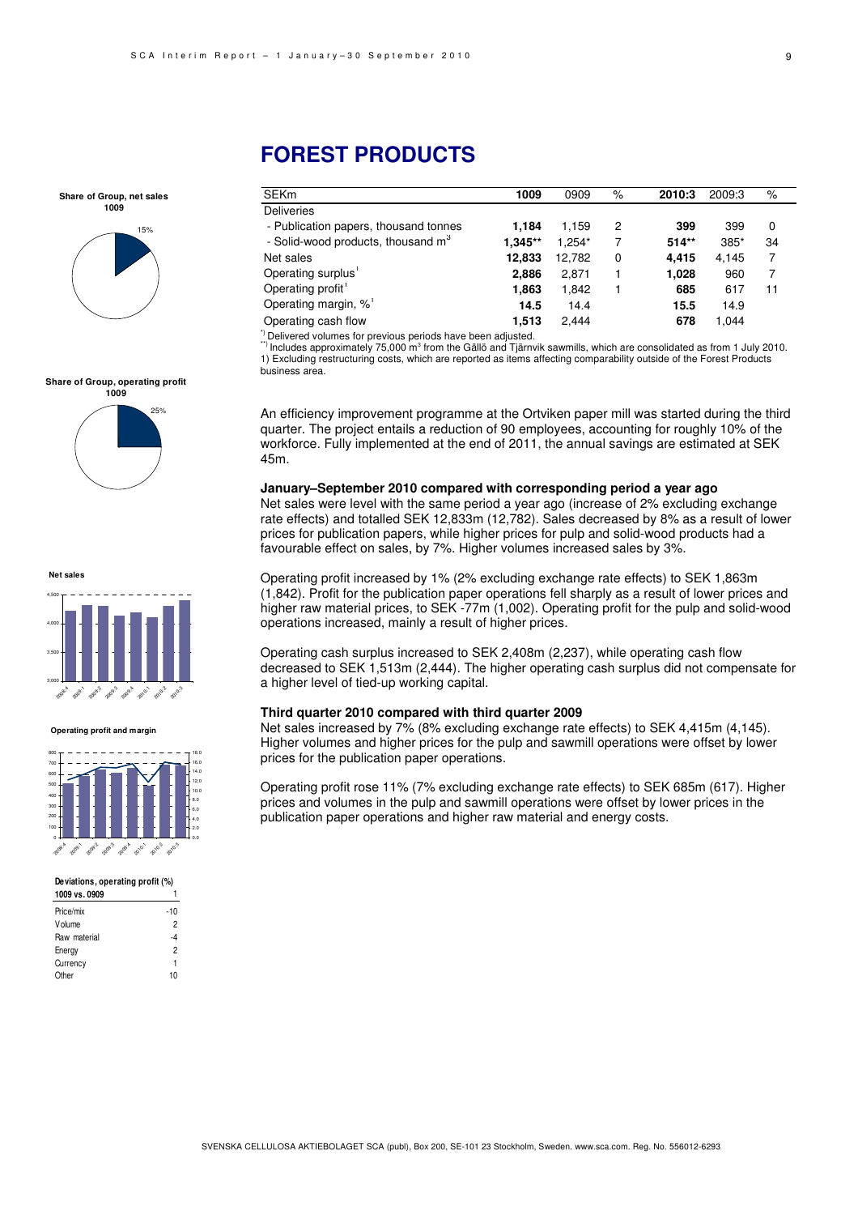# FOREST PRODUCTS

| SEKm | 1009 | 0909 | % | 2010:3 | 2009:3 | % |
|---|---|---|---|---|---|---|
| Deliveries | | | | | | |
| - Publication papers, thousand tonnes | **1,184** | 1,159 | 2 | **399** | 399 | 0 |
| - Solid-wood products, thousand $m^3$ | **1,345**** | 1,254* | 7 | **514**** | 385* | 34 |
| Net sales | **12,833** | 12,782 | 0 | **4,415** | 4,145 | 7 |
| Operating surplus[1] | **2,886** | 2,871 | 1 | **1,028** | 960 | 7 |
| Operating profit[1] | **1,863** | 1,842 | 1 | **685** | 617 | 11 |
| Operating margin, %[1] | **14.5** | 14.4 | | **15.5** | 14.9 | |
| Operating cash flow | **1,513** | 2,444 | | **678** | 1,044 | |

*) Delivered volumes for previous periods have been adjusted.
**) Includes approximately 75,000 $m^3$ from the Gällö and Tjärnvik sawmills, which are consolidated as from 1 July 2010.
1) Excluding restructuring costs, which are reported as items affecting comparability outside of the Forest Products business area.

**Share of Group, net sales 1009**

15%

**Share of Group, operating profit 1009**

25%

**Net sales**

**Operating profit and margin**

**Deviations, operating profit (%)**

| 1009 vs. 0909 | 1 |
|---|---|
| Price/mix | -10 |
| Volume | 2 |
| Raw material | -4 |
| Energy | 2 |
| Currency | 1 |
| Other | 10 |

An efficiency improvement programme at the Ortviken paper mill was started during the third quarter. The project entails a reduction of 90 employees, accounting for roughly 10% of the workforce. Fully implemented at the end of 2011, the annual savings are estimated at SEK 45m.

### January–September 2010 compared with corresponding period a year ago

Net sales were level with the same period a year ago (increase of 2% excluding exchange rate effects) and totalled SEK 12,833m (12,782). Sales decreased by 8% as a result of lower prices for publication papers, while higher prices for pulp and solid-wood products had a favourable effect on sales, by 7%. Higher volumes increased sales by 3%.

Operating profit increased by 1% (2% excluding exchange rate effects) to SEK 1,863m (1,842). Profit for the publication paper operations fell sharply as a result of lower prices and higher raw material prices, to SEK -77m (1,002). Operating profit for the pulp and solid-wood operations increased, mainly a result of higher prices.

Operating cash surplus increased to SEK 2,408m (2,237), while operating cash flow decreased to SEK 1,513m (2,444). The higher operating cash surplus did not compensate for a higher level of tied-up working capital.

### Third quarter 2010 compared with third quarter 2009

Net sales increased by 7% (8% excluding exchange rate effects) to SEK 4,415m (4,145). Higher volumes and higher prices for the pulp and sawmill operations were offset by lower prices for the publication paper operations.

Operating profit rose 11% (7% excluding exchange rate effects) to SEK 685m (617). Higher prices and volumes in the pulp and sawmill operations were offset by lower prices in the publication paper operations and higher raw material and energy costs.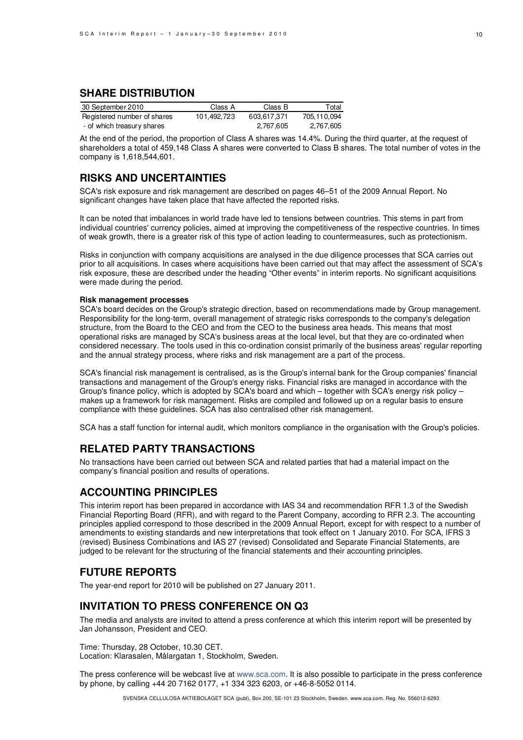## SHARE DISTRIBUTION

| 30 September 2010 | Class A | Class B | Total |
|---|---|---|---|
| Registered number of shares | 101,492,723 | 603,617,371 | 705,110,094 |
| - of which treasury shares | | 2,767,605 | 2,767,605 |

At the end of the period, the proportion of Class A shares was 14.4%. During the third quarter, at the request of shareholders a total of 459,148 Class A shares were converted to Class B shares. The total number of votes in the company is 1,618,544,601.

## RISKS AND UNCERTAINTIES

SCA's risk exposure and risk management are described on pages 46–51 of the 2009 Annual Report. No significant changes have taken place that have affected the reported risks.

It can be noted that imbalances in world trade have led to tensions between countries. This stems in part from individual countries' currency policies, aimed at improving the competitiveness of the respective countries. In times of weak growth, there is a greater risk of this type of action leading to countermeasures, such as protectionism.

Risks in conjunction with company acquisitions are analysed in the due diligence processes that SCA carries out prior to all acquisitions. In cases where acquisitions have been carried out that may affect the assessment of SCA's risk exposure, these are described under the heading "Other events" in interim reports. No significant acquisitions were made during the period.

**Risk management processes**

SCA's board decides on the Group's strategic direction, based on recommendations made by Group management. Responsibility for the long-term, overall management of strategic risks corresponds to the company's delegation structure, from the Board to the CEO and from the CEO to the business area heads. This means that most operational risks are managed by SCA's business areas at the local level, but that they are co-ordinated when considered necessary. The tools used in this co-ordination consist primarily of the business areas' regular reporting and the annual strategy process, where risks and risk management are a part of the process.

SCA's financial risk management is centralised, as is the Group's internal bank for the Group companies' financial transactions and management of the Group's energy risks. Financial risks are managed in accordance with the Group's finance policy, which is adopted by SCA's board and which – together with SCA's energy risk policy – makes up a framework for risk management. Risks are compiled and followed up on a regular basis to ensure compliance with these guidelines. SCA has also centralised other risk management.

SCA has a staff function for internal audit, which monitors compliance in the organisation with the Group's policies.

## RELATED PARTY TRANSACTIONS

No transactions have been carried out between SCA and related parties that had a material impact on the company's financial position and results of operations.

## ACCOUNTING PRINCIPLES

This interim report has been prepared in accordance with IAS 34 and recommendation RFR 1.3 of the Swedish Financial Reporting Board (RFR), and with regard to the Parent Company, according to RFR 2.3. The accounting principles applied correspond to those described in the 2009 Annual Report, except for with respect to a number of amendments to existing standards and new interpretations that took effect on 1 January 2010. For SCA, IFRS 3 (revised) Business Combinations and IAS 27 (revised) Consolidated and Separate Financial Statements, are judged to be relevant for the structuring of the financial statements and their accounting principles.

## FUTURE REPORTS

The year-end report for 2010 will be published on 27 January 2011.

## INVITATION TO PRESS CONFERENCE ON Q3

The media and analysts are invited to attend a press conference at which this interim report will be presented by Jan Johansson, President and CEO.

Time: Thursday, 28 October, 10.30 CET.
Location: Klarasalen, Målargatan 1, Stockholm, Sweden.

The press conference will be webcast live at www.sca.com. It is also possible to participate in the press conference by phone, by calling +44 20 7162 0177, +1 334 323 6203, or +46-8-5052 0114.

SVENSKA CELLULOSA AKTIEBOLAGET SCA (publ), Box 200, SE-101 23 Stockholm, Sweden. www.sca.com. Reg. No. 556012-6293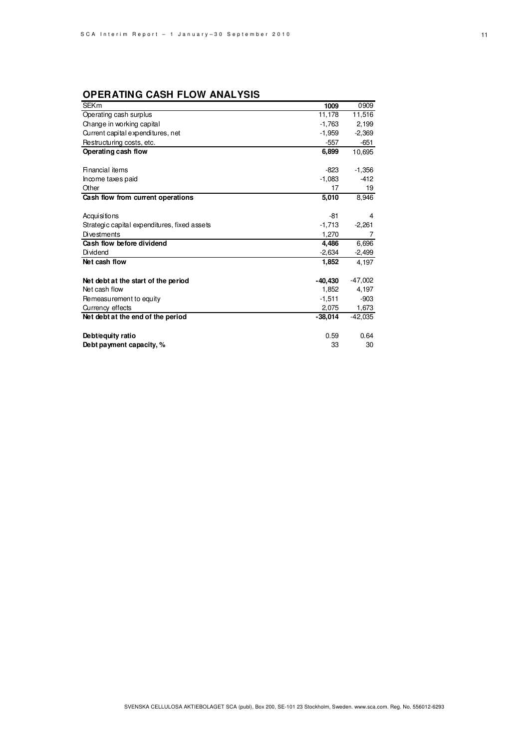## OPERATING CASH FLOW ANALYSIS

| SEKm | **1009** | 0909 |
|---|---|---|
| Operating cash surplus | 11,178 | 11,516 |
| Change in working capital | -1,763 | 2,199 |
| Current capital expenditures, net | -1,959 | -2,369 |
| Restructuring costs, etc. | -557 | -651 |
| **Operating cash flow** | **6,899** | 10,695 |
| | | |
| Financial items | -823 | -1,356 |
| Income taxes paid | -1,083 | -412 |
| Other | 17 | 19 |
| **Cash flow from current operations** | **5,010** | 8,946 |
| | | |
| Acquisitions | -81 | 4 |
| Strategic capital expenditures, fixed assets | -1,713 | -2,261 |
| Divestments | 1,270 | 7 |
| **Cash flow before dividend** | **4,486** | 6,696 |
| Dividend | -2,634 | -2,499 |
| **Net cash flow** | **1,852** | 4,197 |
| | | |
| **Net debt at the start of the period** | **-40,430** | -47,002 |
| Net cash flow | 1,852 | 4,197 |
| Remeasurement to equity | -1,511 | -903 |
| Currency effects | 2,075 | 1,673 |
| **Net debt at the end of the period** | **-38,014** | -42,035 |
| | | |
| **Debt/equity ratio** | 0.59 | 0.64 |
| **Debt payment capacity, %** | 33 | 30 |

SVENSKA CELLULOSA AKTIEBOLAGET SCA (publ), Box 200, SE-101 23 Stockholm, Sweden. www.sca.com. Reg. No. 556012-6293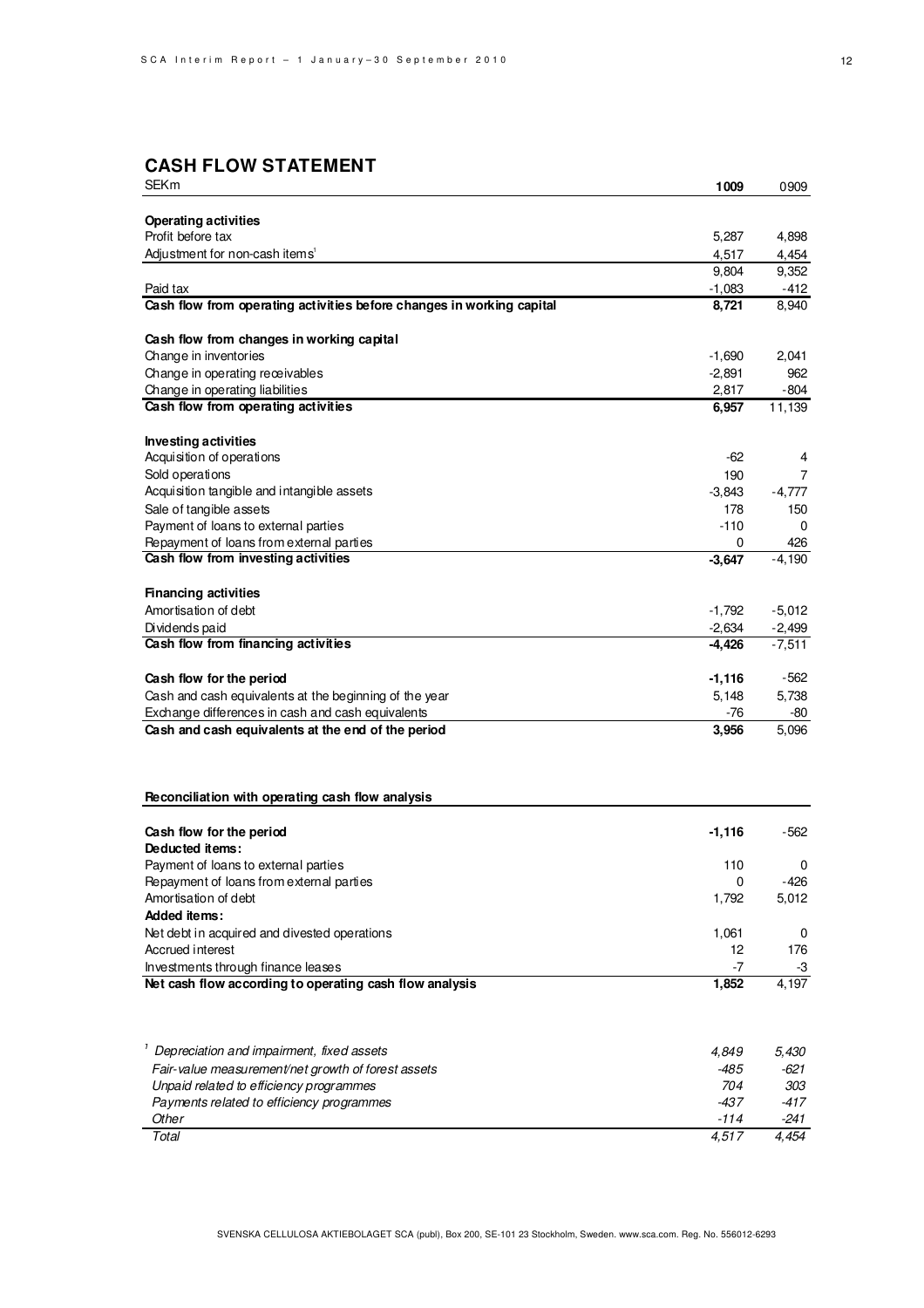## CASH FLOW STATEMENT

| SEKm | 1009 | 0909 |
|---|---|---|
| **Operating activities** | | |
| Profit before tax | 5,287 | 4,898 |
| Adjustment for non-cash items[1] | 4,517 | 4,454 |
| | 9,804 | 9,352 |
| Paid tax | -1,083 | -412 |
| **Cash flow from operating activities before changes in working capital** | **8,721** | 8,940 |
| | | |
| **Cash flow from changes in working capital** | | |
| Change in inventories | -1,690 | 2,041 |
| Change in operating receivables | -2,891 | 962 |
| Change in operating liabilities | 2,817 | -804 |
| **Cash flow from operating activities** | **6,957** | 11,139 |
| | | |
| **Investing activities** | | |
| Acquisition of operations | -62 | 4 |
| Sold operations | 190 | 7 |
| Acquisition tangible and intangible assets | -3,843 | -4,777 |
| Sale of tangible assets | 178 | 150 |
| Payment of loans to external parties | -110 | 0 |
| Repayment of loans from external parties | 0 | 426 |
| **Cash flow from investing activities** | **-3,647** | -4,190 |
| | | |
| **Financing activities** | | |
| Amortisation of debt | -1,792 | -5,012 |
| Dividends paid | -2,634 | -2,499 |
| **Cash flow from financing activities** | **-4,426** | -7,511 |
| | | |
| **Cash flow for the period** | **-1,116** | -562 |
| Cash and cash equivalents at the beginning of the year | 5,148 | 5,738 |
| Exchange differences in cash and cash equivalents | -76 | -80 |
| **Cash and cash equivalents at the end of the period** | **3,956** | 5,096 |

**Reconciliation with operating cash flow analysis**

| | | |
|---|---|---|
| **Cash flow for the period** | **-1,116** | -562 |
| **Deducted items:** | | |
| Payment of loans to external parties | 110 | 0 |
| Repayment of loans from external parties | 0 | -426 |
| Amortisation of debt | 1,792 | 5,012 |
| **Added items:** | | |
| Net debt in acquired and divested operations | 1,061 | 0 |
| Accrued interest | 12 | 176 |
| Investments through finance leases | -7 | -3 |
| **Net cash flow according to operating cash flow analysis** | **1,852** | 4,197 |

| | | |
|---|---|---|
| *[1] Depreciation and impairment, fixed assets* | *4,849* | *5,430* |
| *Fair-value measurement/net growth of forest assets* | *-485* | *-621* |
| *Unpaid related to efficiency programmes* | *704* | *303* |
| *Payments related to efficiency programmes* | *-437* | *-417* |
| *Other* | *-114* | *-241* |
| *Total* | *4,517* | *4,454* |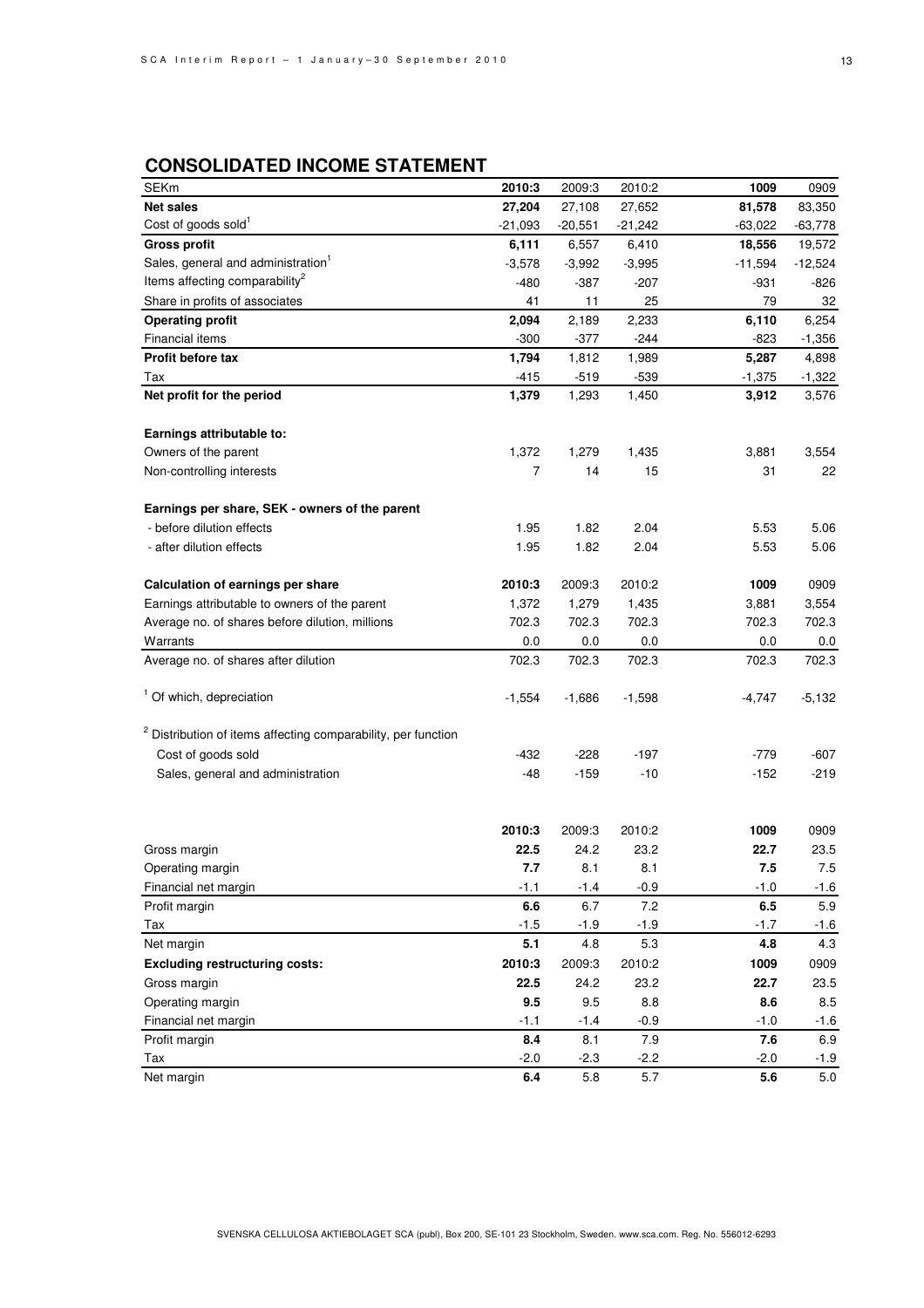## CONSOLIDATED INCOME STATEMENT

| SEKm | **2010:3** | 2009:3 | 2010:2 | **1009** | 0909 |
|---|---|---|---|---|---|
| **Net sales** | **27,204** | 27,108 | 27,652 | **81,578** | 83,350 |
| Cost of goods sold[1] | -21,093 | -20,551 | -21,242 | -63,022 | -63,778 |
| **Gross profit** | **6,111** | 6,557 | 6,410 | **18,556** | 19,572 |
| Sales, general and administration[1] | -3,578 | -3,992 | -3,995 | -11,594 | -12,524 |
| Items affecting comparability[2] | -480 | -387 | -207 | -931 | -826 |
| Share in profits of associates | 41 | 11 | 25 | 79 | 32 |
| **Operating profit** | **2,094** | 2,189 | 2,233 | **6,110** | 6,254 |
| Financial items | -300 | -377 | -244 | -823 | -1,356 |
| **Profit before tax** | **1,794** | 1,812 | 1,989 | **5,287** | 4,898 |
| Tax | -415 | -519 | -539 | -1,375 | -1,322 |
| **Net profit for the period** | **1,379** | 1,293 | 1,450 | **3,912** | 3,576 |
| | | | | | |
| **Earnings attributable to:** | | | | | |
| Owners of the parent | 1,372 | 1,279 | 1,435 | 3,881 | 3,554 |
| Non-controlling interests | 7 | 14 | 15 | 31 | 22 |
| | | | | | |
| **Earnings per share, SEK - owners of the parent** | | | | | |
| - before dilution effects | 1.95 | 1.82 | 2.04 | 5.53 | 5.06 |
| - after dilution effects | 1.95 | 1.82 | 2.04 | 5.53 | 5.06 |
| | | | | | |
| **Calculation of earnings per share** | **2010:3** | 2009:3 | 2010:2 | **1009** | 0909 |
| Earnings attributable to owners of the parent | 1,372 | 1,279 | 1,435 | 3,881 | 3,554 |
| Average no. of shares before dilution, millions | 702.3 | 702.3 | 702.3 | 702.3 | 702.3 |
| Warrants | 0.0 | 0.0 | 0.0 | 0.0 | 0.0 |
| Average no. of shares after dilution | 702.3 | 702.3 | 702.3 | 702.3 | 702.3 |
| | | | | | |
| [1] Of which, depreciation | -1,554 | -1,686 | -1,598 | -4,747 | -5,132 |
| | | | | | |
| [2] Distribution of items affecting comparability, per function | | | | | |
| Cost of goods sold | -432 | -228 | -197 | -779 | -607 |
| Sales, general and administration | -48 | -159 | -10 | -152 | -219 |

| | **2010:3** | 2009:3 | 2010:2 | **1009** | 0909 |
|---|---|---|---|---|---|
| Gross margin | **22.5** | 24.2 | 23.2 | **22.7** | 23.5 |
| Operating margin | **7.7** | 8.1 | 8.1 | **7.5** | 7.5 |
| Financial net margin | -1.1 | -1.4 | -0.9 | -1.0 | -1.6 |
| Profit margin | **6.6** | 6.7 | 7.2 | **6.5** | 5.9 |
| Tax | -1.5 | -1.9 | -1.9 | -1.7 | -1.6 |
| Net margin | **5.1** | 4.8 | 5.3 | **4.8** | 4.3 |
| **Excluding restructuring costs:** | **2010:3** | 2009:3 | 2010:2 | **1009** | 0909 |
| Gross margin | **22.5** | 24.2 | 23.2 | **22.7** | 23.5 |
| Operating margin | **9.5** | 9.5 | 8.8 | **8.6** | 8.5 |
| Financial net margin | -1.1 | -1.4 | -0.9 | -1.0 | -1.6 |
| Profit margin | **8.4** | 8.1 | 7.9 | **7.6** | 6.9 |
| Tax | -2.0 | -2.3 | -2.2 | -2.0 | -1.9 |
| Net margin | **6.4** | 5.8 | 5.7 | **5.6** | 5.0 |

SVENSKA CELLULOSA AKTIEBOLAGET SCA (publ), Box 200, SE-101 23 Stockholm, Sweden. www.sca.com. Reg. No. 556012-6293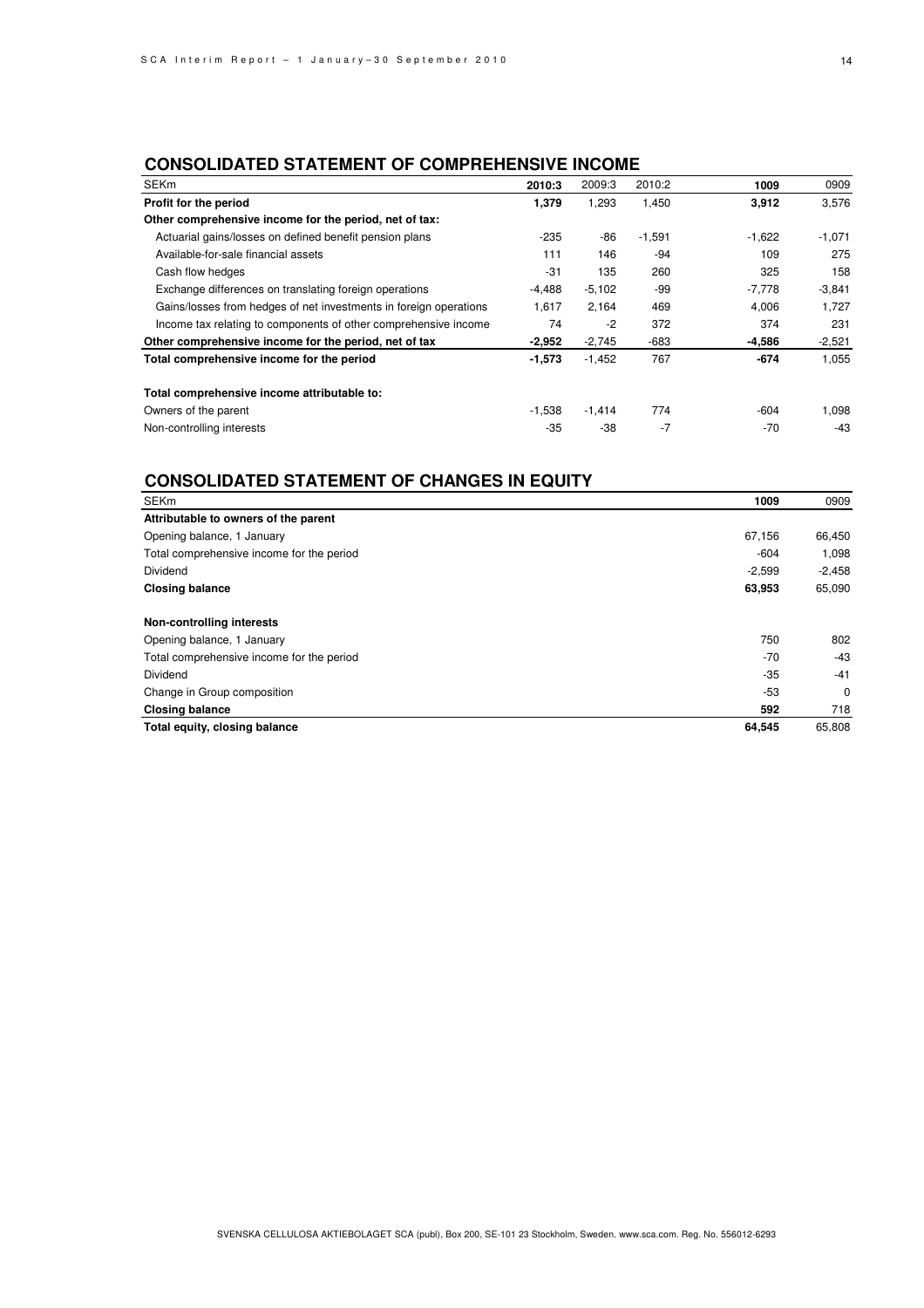## CONSOLIDATED STATEMENT OF COMPREHENSIVE INCOME

| SEKm | 2010:3 | 2009:3 | 2010:2 | 1009 | 0909 |
|---|---|---|---|---|---|
| **Profit for the period** | **1,379** | 1,293 | 1,450 | **3,912** | 3,576 |
| **Other comprehensive income for the period, net of tax:** | | | | | |
| Actuarial gains/losses on defined benefit pension plans | -235 | -86 | -1,591 | -1,622 | -1,071 |
| Available-for-sale financial assets | 111 | 146 | -94 | 109 | 275 |
| Cash flow hedges | -31 | 135 | 260 | 325 | 158 |
| Exchange differences on translating foreign operations | -4,488 | -5,102 | -99 | -7,778 | -3,841 |
| Gains/losses from hedges of net investments in foreign operations | 1,617 | 2,164 | 469 | 4,006 | 1,727 |
| Income tax relating to components of other comprehensive income | 74 | -2 | 372 | 374 | 231 |
| **Other comprehensive income for the period, net of tax** | **-2,952** | -2,745 | -683 | **-4,586** | -2,521 |
| **Total comprehensive income for the period** | **-1,573** | -1,452 | 767 | **-674** | 1,055 |
| | | | | | |
| **Total comprehensive income attributable to:** | | | | | |
| Owners of the parent | -1,538 | -1,414 | 774 | -604 | 1,098 |
| Non-controlling interests | -35 | -38 | -7 | -70 | -43 |

## CONSOLIDATED STATEMENT OF CHANGES IN EQUITY

| SEKm | 1009 | 0909 |
|---|---|---|
| **Attributable to owners of the parent** | | |
| Opening balance, 1 January | 67,156 | 66,450 |
| Total comprehensive income for the period | -604 | 1,098 |
| Dividend | -2,599 | -2,458 |
| **Closing balance** | **63,953** | 65,090 |
| | | |
| **Non-controlling interests** | | |
| Opening balance, 1 January | 750 | 802 |
| Total comprehensive income for the period | -70 | -43 |
| Dividend | -35 | -41 |
| Change in Group composition | -53 | 0 |
| **Closing balance** | **592** | 718 |
| **Total equity, closing balance** | **64,545** | 65,808 |

SVENSKA CELLULOSA AKTIEBOLAGET SCA (publ), Box 200, SE-101 23 Stockholm, Sweden. www.sca.com. Reg. No. 556012-6293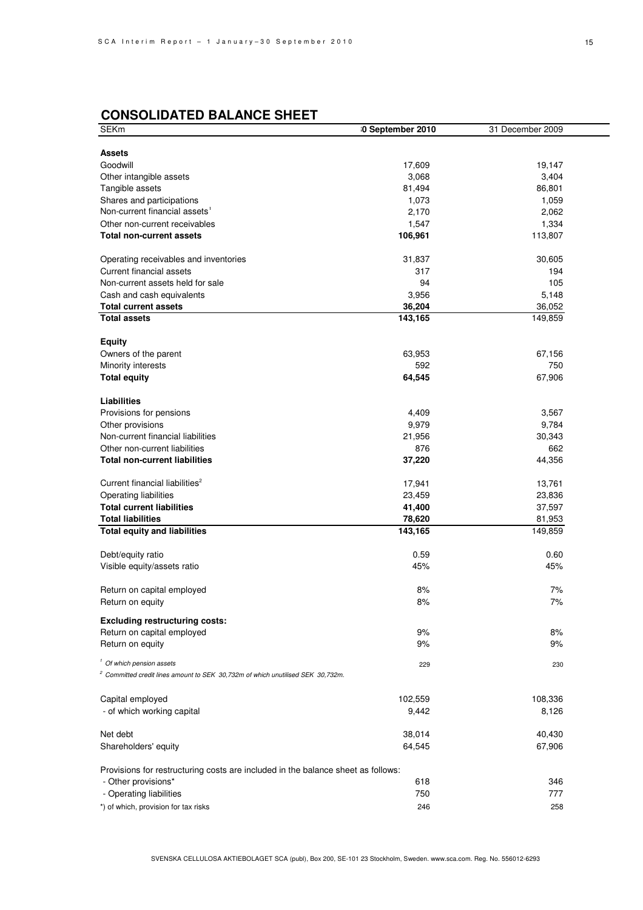## CONSOLIDATED BALANCE SHEET

| SEKm | 30 September 2010 | 31 December 2009 |
|---|---|---|
| **Assets** | | |
| Goodwill | 17,609 | 19,147 |
| Other intangible assets | 3,068 | 3,404 |
| Tangible assets | 81,494 | 86,801 |
| Shares and participations | 1,073 | 1,059 |
| Non-current financial assets[1] | 2,170 | 2,062 |
| Other non-current receivables | 1,547 | 1,334 |
| **Total non-current assets** | **106,961** | 113,807 |
| | | |
| Operating receivables and inventories | 31,837 | 30,605 |
| Current financial assets | 317 | 194 |
| Non-current assets held for sale | 94 | 105 |
| Cash and cash equivalents | 3,956 | 5,148 |
| **Total current assets** | **36,204** | 36,052 |
| **Total assets** | **143,165** | 149,859 |
| | | |
| **Equity** | | |
| Owners of the parent | 63,953 | 67,156 |
| Minority interests | 592 | 750 |
| **Total equity** | **64,545** | 67,906 |
| | | |
| **Liabilities** | | |
| Provisions for pensions | 4,409 | 3,567 |
| Other provisions | 9,979 | 9,784 |
| Non-current financial liabilities | 21,956 | 30,343 |
| Other non-current liabilities | 876 | 662 |
| **Total non-current liabilities** | **37,220** | 44,356 |
| | | |
| Current financial liabilities[2] | 17,941 | 13,761 |
| Operating liabilities | 23,459 | 23,836 |
| **Total current liabilities** | **41,400** | 37,597 |
| **Total liabilities** | **78,620** | 81,953 |
| **Total equity and liabilities** | **143,165** | 149,859 |
| | | |
| Debt/equity ratio | 0.59 | 0.60 |
| Visible equity/assets ratio | 45% | 45% |
| | | |
| Return on capital employed | 8% | 7% |
| Return on equity | 8% | 7% |
| | | |
| **Excluding restructuring costs:** | | |
| Return on capital employed | 9% | 8% |
| Return on equity | 9% | 9% |
| | | |
| *[1] Of which pension assets* | 229 | 230 |
| *[2] Committed credit lines amount to SEK 30,732m of which unutilised SEK 30,732m.* | | |
| | | |
| Capital employed | 102,559 | 108,336 |
| - of which working capital | 9,442 | 8,126 |
| | | |
| Net debt | 38,014 | 40,430 |
| Shareholders' equity | 64,545 | 67,906 |
| | | |
| Provisions for restructuring costs are included in the balance sheet as follows: | | |
| - Other provisions* | 618 | 346 |
| - Operating liabilities | 750 | 777 |
| *) of which, provision for tax risks | 246 | 258 |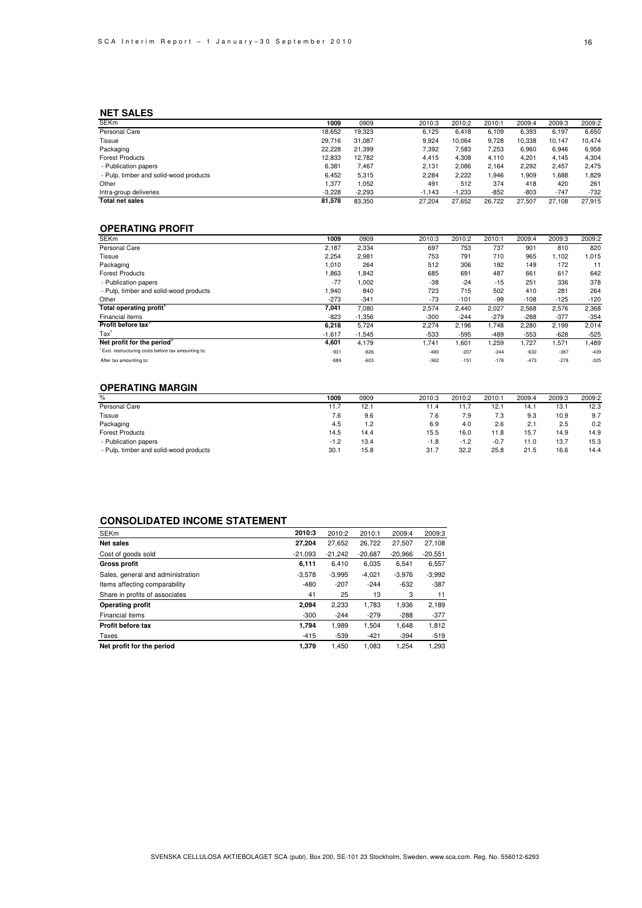## NET SALES

| SEKm | 1009 | 0909 | 2010:3 | 2010:2 | 2010:1 | 2009:4 | 2009:3 | 2009:2 |
|---|---|---|---|---|---|---|---|---|
| Personal Care | 18,652 | 19,323 | 6,125 | 6,418 | 6,109 | 6,393 | 6,197 | 6,650 |
| Tissue | 29,716 | 31,087 | 9,924 | 10,064 | 9,728 | 10,338 | 10,147 | 10,474 |
| Packaging | 22,228 | 21,399 | 7,392 | 7,583 | 7,253 | 6,960 | 6,946 | 6,958 |
| Forest Products | 12,833 | 12,782 | 4,415 | 4,308 | 4,110 | 4,201 | 4,145 | 4,304 |
| - Publication papers | 6,381 | 7,467 | 2,131 | 2,086 | 2,164 | 2,292 | 2,457 | 2,475 |
| - Pulp, timber and solid-wood products | 6,452 | 5,315 | 2,284 | 2,222 | 1,946 | 1,909 | 1,688 | 1,829 |
| Other | 1,377 | 1,052 | 491 | 512 | 374 | 418 | 420 | 261 |
| Intra-group deliveries | -3,228 | -2,293 | -1,143 | -1,233 | -852 | -803 | -747 | -732 |
| **Total net sales** | **81,578** | 83,350 | 27,204 | 27,652 | 26,722 | 27,507 | 27,108 | 27,915 |

## OPERATING PROFIT

| SEKm | 1009 | 0909 | 2010:3 | 2010:2 | 2010:1 | 2009:4 | 2009:3 | 2009:2 |
|---|---|---|---|---|---|---|---|---|
| Personal Care | 2,187 | 2,334 | 697 | 753 | 737 | 901 | 810 | 820 |
| Tissue | 2,254 | 2,981 | 753 | 791 | 710 | 965 | 1,102 | 1,015 |
| Packaging | 1,010 | 264 | 512 | 306 | 192 | 149 | 172 | 11 |
| Forest Products | 1,863 | 1,842 | 685 | 691 | 487 | 661 | 617 | 642 |
| - Publication papers | -77 | 1,002 | -38 | -24 | -15 | 251 | 336 | 378 |
| - Pulp, timber and solid-wood products | 1,940 | 840 | 723 | 715 | 502 | 410 | 281 | 264 |
| Other | -273 | -341 | -73 | -101 | -99 | -108 | -125 | -120 |
| **Total operating profit**[1] | **7,041** | 7,080 | 2,574 | 2,440 | 2,027 | 2,568 | 2,576 | 2,368 |
| Financial items | -823 | -1,356 | -300 | -244 | -279 | -288 | -377 | -354 |
| **Profit before tax**[1] | **6,218** | 5,724 | 2,274 | 2,196 | 1,748 | 2,280 | 2,199 | 2,014 |
| Tax[1] | -1,617 | -1,545 | -533 | -595 | -489 | -553 | -628 | -525 |
| **Net profit for the period**[1] | **4,601** | 4,179 | 1,741 | 1,601 | 1,259 | 1,727 | 1,571 | 1,489 |
| [1] Excl. restructuring costs before tax amounting to: | -931 | -826 | -480 | -207 | -244 | -632 | -387 | -439 |
| After tax amounting to: | -689 | -603 | -362 | -151 | -176 | -473 | -278 | -325 |

## OPERATING MARGIN

| % | 1009 | 0909 | 2010:3 | 2010:2 | 2010:1 | 2009:4 | 2009:3 | 2009:2 |
|---|---|---|---|---|---|---|---|---|
| Personal Care | 11.7 | 12.1 | 11.4 | 11.7 | 12.1 | 14.1 | 13.1 | 12.3 |
| Tissue | 7.6 | 9.6 | 7.6 | 7.9 | 7.3 | 9.3 | 10.9 | 9.7 |
| Packaging | 4.5 | 1.2 | 6.9 | 4.0 | 2.6 | 2.1 | 2.5 | 0.2 |
| Forest Products | 14.5 | 14.4 | 15.5 | 16.0 | 11.8 | 15.7 | 14.9 | 14.9 |
| - Publication papers | -1.2 | 13.4 | -1.8 | -1.2 | -0.7 | 11.0 | 13.7 | 15.3 |
| - Pulp, timber and solid-wood products | 30.1 | 15.8 | 31.7 | 32.2 | 25.8 | 21.5 | 16.6 | 14.4 |

## CONSOLIDATED INCOME STATEMENT

| SEKm | 2010:3 | 2010:2 | 2010:1 | 2009:4 | 2009:3 |
|---|---|---|---|---|---|
| **Net sales** | **27,204** | 27,652 | 26,722 | 27,507 | 27,108 |
| Cost of goods sold | -21,093 | -21,242 | -20,687 | -20,966 | -20,551 |
| **Gross profit** | **6,111** | 6,410 | 6,035 | 6,541 | 6,557 |
| Sales, general and administration | -3,578 | -3,995 | -4,021 | -3,976 | -3,992 |
| Items affecting comparability | -480 | -207 | -244 | -632 | -387 |
| Share in profits of associates | 41 | 25 | 13 | 3 | 11 |
| **Operating profit** | **2,094** | 2,233 | 1,783 | 1,936 | 2,189 |
| Financial items | -300 | -244 | -279 | -288 | -377 |
| **Profit before tax** | **1,794** | 1,989 | 1,504 | 1,648 | 1,812 |
| Taxes | -415 | -539 | -421 | -394 | -519 |
| **Net profit for the period** | **1,379** | 1,450 | 1,083 | 1,254 | 1,293 |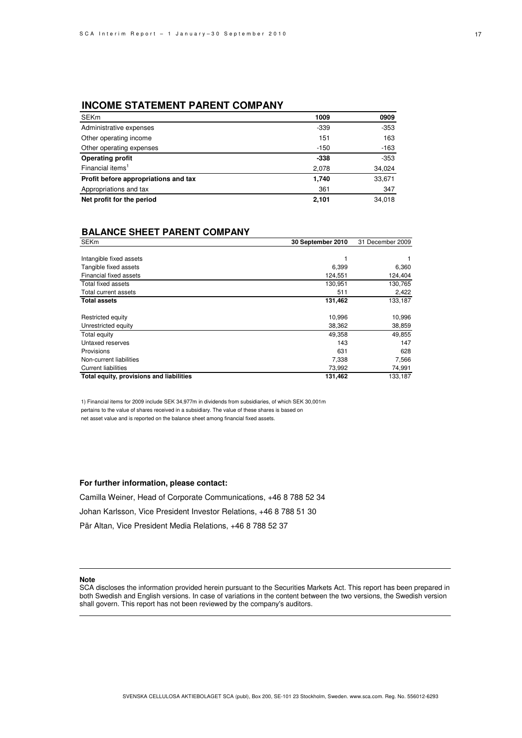## INCOME STATEMENT PARENT COMPANY

| SEKm | 1009 | 0909 |
|---|---|---|
| Administrative expenses | -339 | -353 |
| Other operating income | 151 | 163 |
| Other operating expenses | -150 | -163 |
| **Operating profit** | **-338** | -353 |
| Financial items[1] | 2,078 | 34,024 |
| **Profit before appropriations and tax** | **1,740** | 33,671 |
| Appropriations and tax | 361 | 347 |
| **Net profit for the period** | **2,101** | 34,018 |

## BALANCE SHEET PARENT COMPANY

| SEKm | 30 September 2010 | 31 December 2009 |
|---|---|---|
| Intangible fixed assets | 1 | 1 |
| Tangible fixed assets | 6,399 | 6,360 |
| Financial fixed assets | 124,551 | 124,404 |
| Total fixed assets | 130,951 | 130,765 |
| Total current assets | 511 | 2,422 |
| **Total assets** | **131,462** | 133,187 |
| Restricted equity | 10,996 | 10,996 |
| Unrestricted equity | 38,362 | 38,859 |
| Total equity | 49,358 | 49,855 |
| Untaxed reserves | 143 | 147 |
| Provisions | 631 | 628 |
| Non-current liabilities | 7,338 | 7,566 |
| Current liabilities | 73,992 | 74,991 |
| **Total equity, provisions and liabilities** | **131,462** | 133,187 |

1) Financial items for 2009 include SEK 34,977m in dividends from subsidiaries, of which SEK 30,001m pertains to the value of shares received in a subsidiary. The value of these shares is based on net asset value and is reported on the balance sheet among financial fixed assets.

**For further information, please contact:**

Camilla Weiner, Head of Corporate Communications, +46 8 788 52 34

Johan Karlsson, Vice President Investor Relations, +46 8 788 51 30

Pär Altan, Vice President Media Relations, +46 8 788 52 37

**Note**

SCA discloses the information provided herein pursuant to the Securities Markets Act. This report has been prepared in both Swedish and English versions. In case of variations in the content between the two versions, the Swedish version shall govern. This report has not been reviewed by the company's auditors.

SVENSKA CELLULOSA AKTIEBOLAGET SCA (publ), Box 200, SE-101 23 Stockholm, Sweden. www.sca.com. Reg. No. 556012-6293